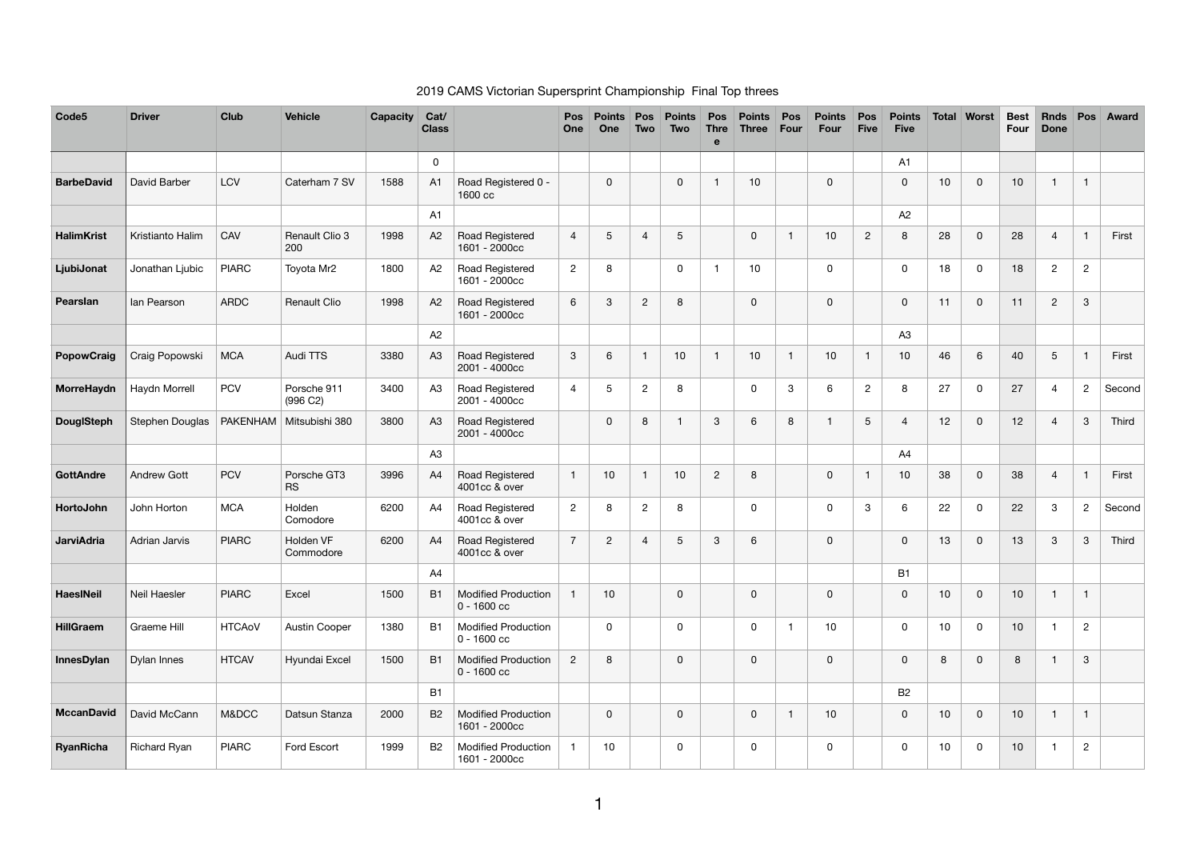# 2019 CAMS Victorian Supersprint Championship Final Top threes

| Code5 | Driver | Club | Vehicle | Capacity | Cat/ Class | | Pos One | Points One | Pos Two | Points Two | Pos Three | Points Three | Pos Four | Points Four | Pos Five | Points Five | Total | Worst | Best Four | Rnds Done | Pos | Award |
|---|---|---|---|---|---|---|---|---|---|---|---|---|---|---|---|---|---|---|---|---|---|---|
| | | | | | 0 | | | | | | | | | | | A1 | | | | | | |
| BarbeDavid | David Barber | LCV | Caterham 7 SV | 1588 | A1 | Road Registered 0 - 1600 cc | | 0 | | 0 | 1 | 10 | | 0 | | 0 | 10 | 0 | 10 | 1 | 1 | |
| | | | | | A1 | | | | | | | | | | | A2 | | | | | | |
| HalimKrist | Kristianto Halim | CAV | Renault Clio 3 200 | 1998 | A2 | Road Registered 1601 - 2000cc | 4 | 5 | 4 | 5 | | 0 | 1 | 10 | 2 | 8 | 28 | 0 | 28 | 4 | 1 | First |
| LjubiJonat | Jonathan Ljubic | PIARC | Toyota Mr2 | 1800 | A2 | Road Registered 1601 - 2000cc | 2 | 8 | | 0 | 1 | 10 | | 0 | | 0 | 18 | 0 | 18 | 2 | 2 | |
| PearsIan | Ian Pearson | ARDC | Renault Clio | 1998 | A2 | Road Registered 1601 - 2000cc | 6 | 3 | 2 | 8 | | 0 | | 0 | | 0 | 11 | 0 | 11 | 2 | 3 | |
| | | | | | A2 | | | | | | | | | | | A3 | | | | | | |
| PopowCraig | Craig Popowski | MCA | Audi TTS | 3380 | A3 | Road Registered 2001 - 4000cc | 3 | 6 | 1 | 10 | 1 | 10 | 1 | 10 | 1 | 10 | 46 | 6 | 40 | 5 | 1 | First |
| MorreHaydn | Haydn Morrell | PCV | Porsche 911 (996 C2) | 3400 | A3 | Road Registered 2001 - 4000cc | 4 | 5 | 2 | 8 | | 0 | 3 | 6 | 2 | 8 | 27 | 0 | 27 | 4 | 2 | Second |
| DouglSteph | Stephen Douglas | PAKENHAM | Mitsubishi 380 | 3800 | A3 | Road Registered 2001 - 4000cc | | 0 | 8 | 1 | 3 | 6 | 8 | 1 | 5 | 4 | 12 | 0 | 12 | 4 | 3 | Third |
| | | | | | A3 | | | | | | | | | | | A4 | | | | | | |
| GottAndre | Andrew Gott | PCV | Porsche GT3 RS | 3996 | A4 | Road Registered 4001cc & over | 1 | 10 | 1 | 10 | 2 | 8 | | 0 | 1 | 10 | 38 | 0 | 38 | 4 | 1 | First |
| HortoJohn | John Horton | MCA | Holden Comodore | 6200 | A4 | Road Registered 4001cc & over | 2 | 8 | 2 | 8 | | 0 | | 0 | 3 | 6 | 22 | 0 | 22 | 3 | 2 | Second |
| JarviAdria | Adrian Jarvis | PIARC | Holden VF Commodore | 6200 | A4 | Road Registered 4001cc & over | 7 | 2 | 4 | 5 | 3 | 6 | | 0 | | 0 | 13 | 0 | 13 | 3 | 3 | Third |
| | | | | | A4 | | | | | | | | | | | B1 | | | | | | |
| HaeslNeil | Neil Haesler | PIARC | Excel | 1500 | B1 | Modified Production 0 - 1600 cc | 1 | 10 | | 0 | | 0 | | 0 | | 0 | 10 | 0 | 10 | 1 | 1 | |
| HillGraem | Graeme Hill | HTCAoV | Austin Cooper | 1380 | B1 | Modified Production 0 - 1600 cc | | 0 | | 0 | | 0 | 1 | 10 | | 0 | 10 | 0 | 10 | 1 | 2 | |
| InnesDylan | Dylan Innes | HTCAV | Hyundai Excel | 1500 | B1 | Modified Production 0 - 1600 cc | 2 | 8 | | 0 | | 0 | | 0 | | 0 | 8 | 0 | 8 | 1 | 3 | |
| | | | | | B1 | | | | | | | | | | | B2 | | | | | | |
| MccanDavid | David McCann | M&DCC | Datsun Stanza | 2000 | B2 | Modified Production 1601 - 2000cc | | 0 | | 0 | | 0 | 1 | 10 | | 0 | 10 | 0 | 10 | 1 | 1 | |
| RyanRicha | Richard Ryan | PIARC | Ford Escort | 1999 | B2 | Modified Production 1601 - 2000cc | 1 | 10 | | 0 | | 0 | | 0 | | 0 | 10 | 0 | 10 | 1 | 2 | |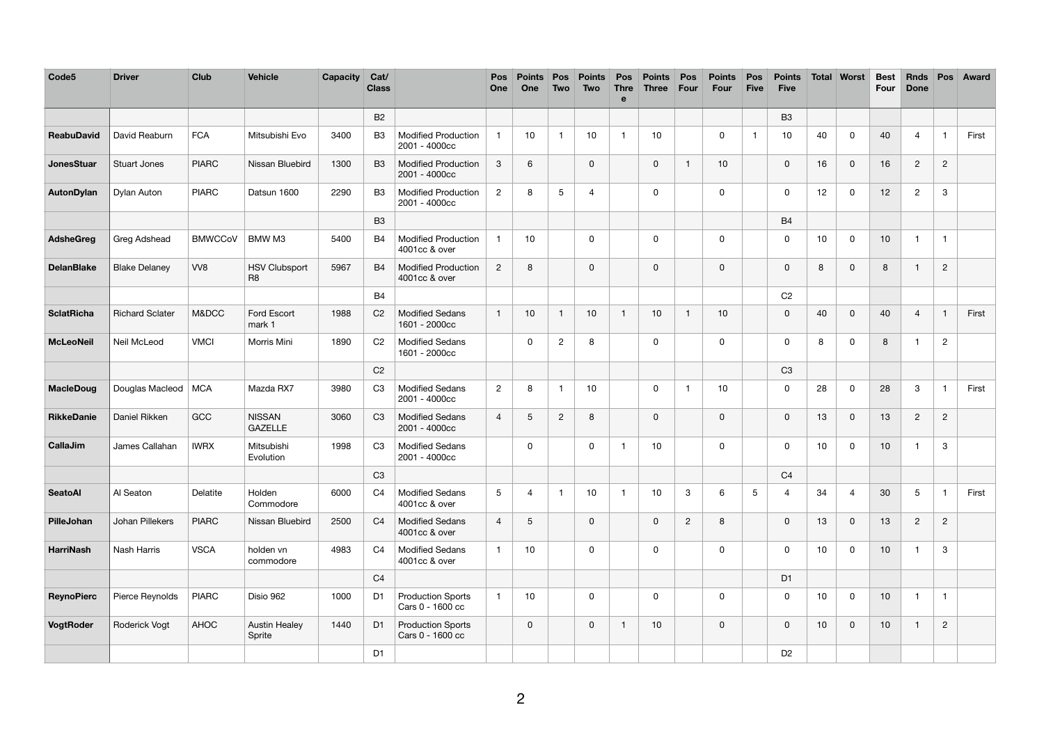| Code5 | Driver | Club | Vehicle | Capacity | Cat/ Class | | Pos One | Points One | Pos Two | Points Two | Pos Three | Points Three | Pos Four | Points Four | Pos Five | Points Five | Total | Worst | Best Four | Rnds Done | Pos | Award |
|---|---|---|---|---|---|---|---|---|---|---|---|---|---|---|---|---|---|---|---|---|---|---|
| | | | | | B2 | | | | | | | | | | | B3 | | | | | | |
| ReabuDavid | David Reaburn | FCA | Mitsubishi Evo | 3400 | B3 | Modified Production 2001 - 4000cc | 1 | 10 | 1 | 10 | 1 | 10 | | 0 | 1 | 10 | 40 | 0 | 40 | 4 | 1 | First |
| JonesStuar | Stuart Jones | PIARC | Nissan Bluebird | 1300 | B3 | Modified Production 2001 - 4000cc | 3 | 6 | | 0 | | 0 | 1 | 10 | | 0 | 16 | 0 | 16 | 2 | 2 | |
| AutonDylan | Dylan Auton | PIARC | Datsun 1600 | 2290 | B3 | Modified Production 2001 - 4000cc | 2 | 8 | 5 | 4 | | 0 | | 0 | | 0 | 12 | 0 | 12 | 2 | 3 | |
| | | | | | B3 | | | | | | | | | | | B4 | | | | | | |
| AdsheGreg | Greg Adshead | BMWCCoV | BMW M3 | 5400 | B4 | Modified Production 4001cc & over | 1 | 10 | | 0 | | 0 | | 0 | | 0 | 10 | 0 | 10 | 1 | 1 | |
| DelanBlake | Blake Delaney | VV8 | HSV Clubsport R8 | 5967 | B4 | Modified Production 4001cc & over | 2 | 8 | | 0 | | 0 | | 0 | | 0 | 8 | 0 | 8 | 1 | 2 | |
| | | | | | B4 | | | | | | | | | | | C2 | | | | | | |
| SclatRicha | Richard Sclater | M&DCC | Ford Escort mark 1 | 1988 | C2 | Modified Sedans 1601 - 2000cc | 1 | 10 | 1 | 10 | 1 | 10 | 1 | 10 | | 0 | 40 | 0 | 40 | 4 | 1 | First |
| McLeoNeil | Neil McLeod | VMCI | Morris Mini | 1890 | C2 | Modified Sedans 1601 - 2000cc | | 0 | 2 | 8 | | 0 | | 0 | | 0 | 8 | 0 | 8 | 1 | 2 | |
| | | | | | C2 | | | | | | | | | | | C3 | | | | | | |
| MacleDoug | Douglas Macleod | MCA | Mazda RX7 | 3980 | C3 | Modified Sedans 2001 - 4000cc | 2 | 8 | 1 | 10 | | 0 | 1 | 10 | | 0 | 28 | 0 | 28 | 3 | 1 | First |
| RikkeDanie | Daniel Rikken | GCC | NISSAN GAZELLE | 3060 | C3 | Modified Sedans 2001 - 4000cc | 4 | 5 | 2 | 8 | | 0 | | 0 | | 0 | 13 | 0 | 13 | 2 | 2 | |
| CallaJim | James Callahan | IWRX | Mitsubishi Evolution | 1998 | C3 | Modified Sedans 2001 - 4000cc | | 0 | | 0 | 1 | 10 | | 0 | | 0 | 10 | 0 | 10 | 1 | 3 | |
| | | | | | C3 | | | | | | | | | | | C4 | | | | | | |
| SeatoAl | Al Seaton | Delatite | Holden Commodore | 6000 | C4 | Modified Sedans 4001cc & over | 5 | 4 | 1 | 10 | 1 | 10 | 3 | 6 | 5 | 4 | 34 | 4 | 30 | 5 | 1 | First |
| PilleJohan | Johan Pillekers | PIARC | Nissan Bluebird | 2500 | C4 | Modified Sedans 4001cc & over | 4 | 5 | | 0 | | 0 | 2 | 8 | | 0 | 13 | 0 | 13 | 2 | 2 | |
| HarriNash | Nash Harris | VSCA | holden vn commodore | 4983 | C4 | Modified Sedans 4001cc & over | 1 | 10 | | 0 | | 0 | | 0 | | 0 | 10 | 0 | 10 | 1 | 3 | |
| | | | | | C4 | | | | | | | | | | | D1 | | | | | | |
| ReynoPierc | Pierce Reynolds | PIARC | Disio 962 | 1000 | D1 | Production Sports Cars 0 - 1600 cc | 1 | 10 | | 0 | | 0 | | 0 | | 0 | 10 | 0 | 10 | 1 | 1 | |
| VogtRoder | Roderick Vogt | AHOC | Austin Healey Sprite | 1440 | D1 | Production Sports Cars 0 - 1600 cc | | 0 | | 0 | 1 | 10 | | 0 | | 0 | 10 | 0 | 10 | 1 | 2 | |
| | | | | | D1 | | | | | | | | | | | D2 | | | | | | |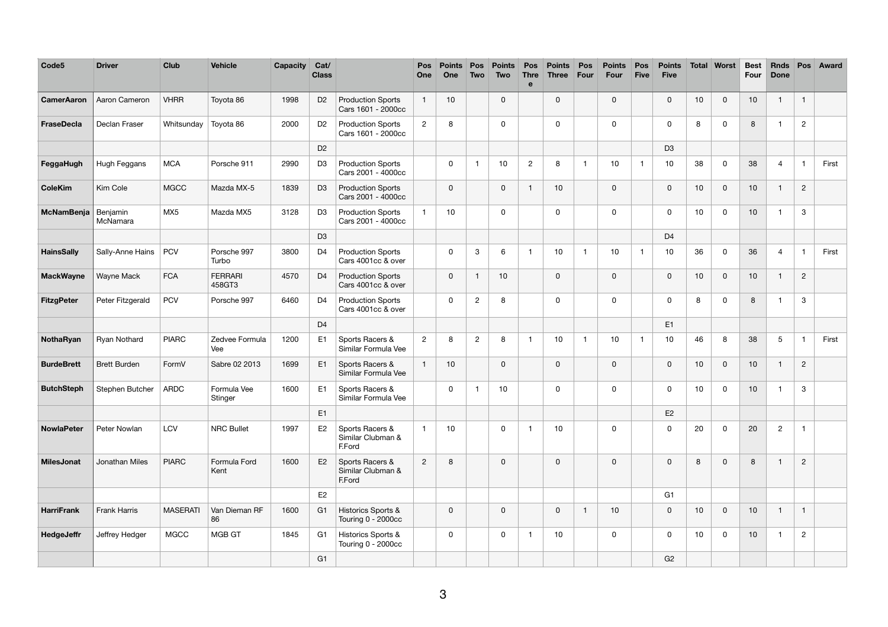| Code5 | Driver | Club | Vehicle | Capacity | Cat/ Class | | Pos One | Points One | Pos Two | Points Two | Pos Three | Points Three | Pos Four | Points Four | Pos Five | Points Five | Total | Worst | Best Four | Rnds Done | Pos | Award |
|---|---|---|---|---|---|---|---|---|---|---|---|---|---|---|---|---|---|---|---|---|---|---|
| **CamerAaron** | Aaron Cameron | VHRR | Toyota 86 | 1998 | D2 | Production Sports Cars 1601 - 2000cc | 1 | 10 | | 0 | | 0 | | 0 | | 0 | 10 | 0 | 10 | 1 | 1 | |
| **FraseDecla** | Declan Fraser | Whitsunday | Toyota 86 | 2000 | D2 | Production Sports Cars 1601 - 2000cc | 2 | 8 | | 0 | | 0 | | 0 | | 0 | 8 | 0 | 8 | 1 | 2 | |
| | | | | | D2 | | | | | | | | | | | D3 | | | | | | |
| **FeggaHugh** | Hugh Feggans | MCA | Porsche 911 | 2990 | D3 | Production Sports Cars 2001 - 4000cc | | 0 | 1 | 10 | 2 | 8 | 1 | 10 | 1 | 10 | 38 | 0 | 38 | 4 | 1 | First |
| **ColeKim** | Kim Cole | MGCC | Mazda MX-5 | 1839 | D3 | Production Sports Cars 2001 - 4000cc | | 0 | | 0 | 1 | 10 | | 0 | | 0 | 10 | 0 | 10 | 1 | 2 | |
| **McNamBenja** | Benjamin McNamara | MX5 | Mazda MX5 | 3128 | D3 | Production Sports Cars 2001 - 4000cc | 1 | 10 | | 0 | | 0 | | 0 | | 0 | 10 | 0 | 10 | 1 | 3 | |
| | | | | | D3 | | | | | | | | | | | D4 | | | | | | |
| **HainsSally** | Sally-Anne Hains | PCV | Porsche 997 Turbo | 3800 | D4 | Production Sports Cars 4001cc & over | | 0 | 3 | 6 | 1 | 10 | 1 | 10 | 1 | 10 | 36 | 0 | 36 | 4 | 1 | First |
| **MackWayne** | Wayne Mack | FCA | FERRARI 458GT3 | 4570 | D4 | Production Sports Cars 4001cc & over | | 0 | 1 | 10 | | 0 | | 0 | | 0 | 10 | 0 | 10 | 1 | 2 | |
| **FitzgPeter** | Peter Fitzgerald | PCV | Porsche 997 | 6460 | D4 | Production Sports Cars 4001cc & over | | 0 | 2 | 8 | | 0 | | 0 | | 0 | 8 | 0 | 8 | 1 | 3 | |
| | | | | | D4 | | | | | | | | | | | E1 | | | | | | |
| **NothaRyan** | Ryan Nothard | PIARC | Zedvee Formula Vee | 1200 | E1 | Sports Racers & Similar Formula Vee | 2 | 8 | 2 | 8 | 1 | 10 | 1 | 10 | 1 | 10 | 46 | 8 | 38 | 5 | 1 | First |
| **BurdeBrett** | Brett Burden | FormV | Sabre 02 2013 | 1699 | E1 | Sports Racers & Similar Formula Vee | 1 | 10 | | 0 | | 0 | | 0 | | 0 | 10 | 0 | 10 | 1 | 2 | |
| **ButchSteph** | Stephen Butcher | ARDC | Formula Vee Stinger | 1600 | E1 | Sports Racers & Similar Formula Vee | | 0 | 1 | 10 | | 0 | | 0 | | 0 | 10 | 0 | 10 | 1 | 3 | |
| | | | | | E1 | | | | | | | | | | | E2 | | | | | | |
| **NowlaPeter** | Peter Nowlan | LCV | NRC Bullet | 1997 | E2 | Sports Racers & Similar Clubman & F.Ford | 1 | 10 | | 0 | 1 | 10 | | 0 | | 0 | 20 | 0 | 20 | 2 | 1 | |
| **MilesJonat** | Jonathan Miles | PIARC | Formula Ford Kent | 1600 | E2 | Sports Racers & Similar Clubman & F.Ford | 2 | 8 | | 0 | | 0 | | 0 | | 0 | 8 | 0 | 8 | 1 | 2 | |
| | | | | | E2 | | | | | | | | | | | G1 | | | | | | |
| **HarriFrank** | Frank Harris | MASERATI | Van Dieman RF 86 | 1600 | G1 | Historics Sports & Touring 0 - 2000cc | | 0 | | 0 | | 0 | 1 | 10 | | 0 | 10 | 0 | 10 | 1 | 1 | |
| **HedgeJeffr** | Jeffrey Hedger | MGCC | MGB GT | 1845 | G1 | Historics Sports & Touring 0 - 2000cc | | 0 | | 0 | 1 | 10 | | 0 | | 0 | 10 | 0 | 10 | 1 | 2 | |
| | | | | | G1 | | | | | | | | | | | G2 | | | | | | |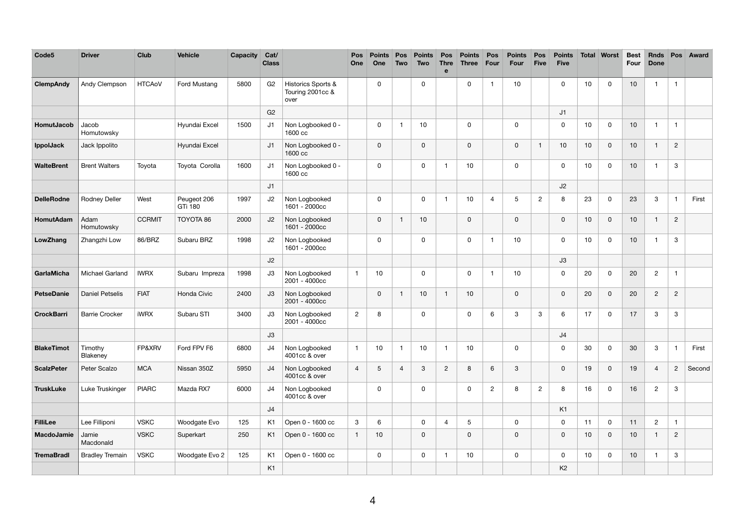| Code5 | Driver | Club | Vehicle | Capacity | Cat/ Class | | Pos One | Points One | Pos Two | Points Two | Pos Three | Points Three | Pos Four | Points Four | Pos Five | Points Five | Total | Worst | Best Four | Rnds Done | Pos | Award |
|---|---|---|---|---|---|---|---|---|---|---|---|---|---|---|---|---|---|---|---|---|---|---|
| ClempAndy | Andy Clempson | HTCAoV | Ford Mustang | 5800 | G2 | Historics Sports & Touring 2001cc & over | | 0 | | 0 | | 0 | 1 | 10 | | 0 | 10 | 0 | 10 | 1 | 1 | |
| | | | | | G2 | | | | | | | | | | | J1 | | | | | | |
| HomutJacob | Jacob Homutowsky | | Hyundai Excel | 1500 | J1 | Non Logbooked 0 - 1600 cc | | 0 | 1 | 10 | | 0 | | 0 | | 0 | 10 | 0 | 10 | 1 | 1 | |
| IppolJack | Jack Ippolito | | Hyundai Excel | | J1 | Non Logbooked 0 - 1600 cc | | 0 | | 0 | | 0 | | 0 | 1 | 10 | 10 | 0 | 10 | 1 | 2 | |
| WalteBrent | Brent Walters | Toyota | Toyota Corolla | 1600 | J1 | Non Logbooked 0 - 1600 cc | | 0 | | 0 | 1 | 10 | | 0 | | 0 | 10 | 0 | 10 | 1 | 3 | |
| | | | | | J1 | | | | | | | | | | | J2 | | | | | | |
| DelleRodne | Rodney Deller | West | Peugeot 206 GTi 180 | 1997 | J2 | Non Logbooked 1601 - 2000cc | | 0 | | 0 | 1 | 10 | 4 | 5 | 2 | 8 | 23 | 0 | 23 | 3 | 1 | First |
| HomutAdam | Adam Homutowsky | CCRMIT | TOYOTA 86 | 2000 | J2 | Non Logbooked 1601 - 2000cc | | 0 | 1 | 10 | | 0 | | 0 | | 0 | 10 | 0 | 10 | 1 | 2 | |
| LowZhang | Zhangzhi Low | 86/BRZ | Subaru BRZ | 1998 | J2 | Non Logbooked 1601 - 2000cc | | 0 | | 0 | | 0 | 1 | 10 | | 0 | 10 | 0 | 10 | 1 | 3 | |
| | | | | | J2 | | | | | | | | | | | J3 | | | | | | |
| GarlaMicha | Michael Garland | IWRX | Subaru Impreza | 1998 | J3 | Non Logbooked 2001 - 4000cc | 1 | 10 | | 0 | | 0 | 1 | 10 | | 0 | 20 | 0 | 20 | 2 | 1 | |
| PetseDanie | Daniel Petselis | FIAT | Honda Civic | 2400 | J3 | Non Logbooked 2001 - 4000cc | | 0 | 1 | 10 | 1 | 10 | | 0 | | 0 | 20 | 0 | 20 | 2 | 2 | |
| CrockBarri | Barrie Crocker | iWRX | Subaru STI | 3400 | J3 | Non Logbooked 2001 - 4000cc | 2 | 8 | | 0 | | 0 | 6 | 3 | 3 | 6 | 17 | 0 | 17 | 3 | 3 | |
| | | | | | J3 | | | | | | | | | | | J4 | | | | | | |
| BlakeTimot | Timothy Blakeney | FP&XRV | Ford FPV F6 | 6800 | J4 | Non Logbooked 4001cc & over | 1 | 10 | 1 | 10 | 1 | 10 | | 0 | | 0 | 30 | 0 | 30 | 3 | 1 | First |
| ScalzPeter | Peter Scalzo | MCA | Nissan 350Z | 5950 | J4 | Non Logbooked 4001cc & over | 4 | 5 | 4 | 3 | 2 | 8 | 6 | 3 | | 0 | 19 | 0 | 19 | 4 | 2 | Second |
| TruskLuke | Luke Truskinger | PIARC | Mazda RX7 | 6000 | J4 | Non Logbooked 4001cc & over | | 0 | | 0 | | 0 | 2 | 8 | 2 | 8 | 16 | 0 | 16 | 2 | 3 | |
| | | | | | J4 | | | | | | | | | | | K1 | | | | | | |
| FilliLee | Lee Filliponi | VSKC | Woodgate Evo | 125 | K1 | Open 0 - 1600 cc | 3 | 6 | | 0 | 4 | 5 | | 0 | | 0 | 11 | 0 | 11 | 2 | 1 | |
| MacdoJamie | Jamie Macdonald | VSKC | Superkart | 250 | K1 | Open 0 - 1600 cc | 1 | 10 | | 0 | | 0 | | 0 | | 0 | 10 | 0 | 10 | 1 | 2 | |
| TremaBradl | Bradley Tremain | VSKC | Woodgate Evo 2 | 125 | K1 | Open 0 - 1600 cc | | 0 | | 0 | 1 | 10 | | 0 | | 0 | 10 | 0 | 10 | 1 | 3 | |
| | | | | | K1 | | | | | | | | | | | K2 | | | | | | |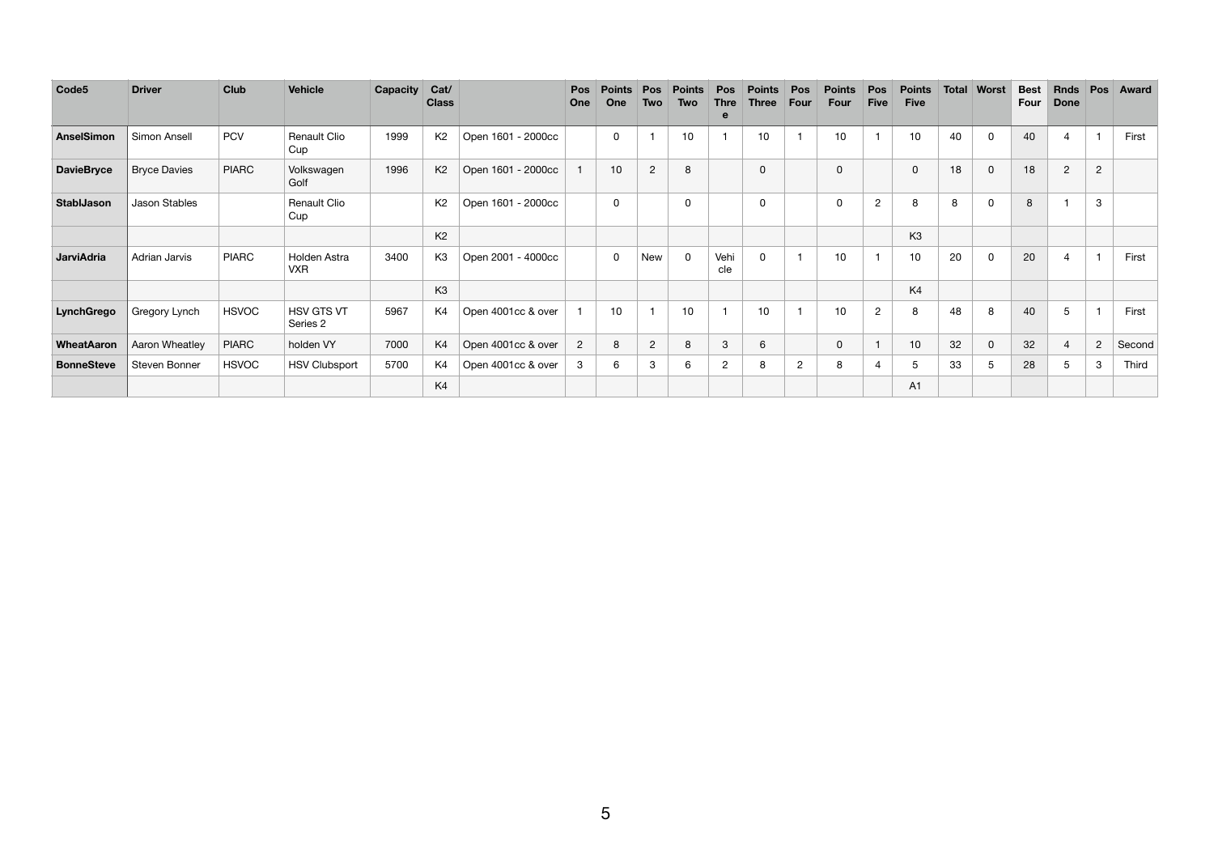| Code5 | Driver | Club | Vehicle | Capacity | Cat/ Class | | Pos One | Points One | Pos Two | Points Two | Pos Three | Points Three | Pos Four | Points Four | Pos Five | Points Five | Total | Worst | Best Four | Rnds Done | Pos | Award |
|---|---|---|---|---|---|---|---|---|---|---|---|---|---|---|---|---|---|---|---|---|---|---|
| **AnselSimon** | Simon Ansell | PCV | Renault Clio Cup | 1999 | K2 | Open 1601 - 2000cc | | 0 | 1 | 10 | 1 | 10 | 1 | 10 | 1 | 10 | 40 | 0 | 40 | 4 | 1 | First |
| **DavieBryce** | Bryce Davies | PIARC | Volkswagen Golf | 1996 | K2 | Open 1601 - 2000cc | 1 | 10 | 2 | 8 | | 0 | | 0 | | 0 | 18 | 0 | 18 | 2 | 2 | |
| **StablJason** | Jason Stables | | Renault Clio Cup | | K2 | Open 1601 - 2000cc | | 0 | | 0 | | 0 | | 0 | 2 | 8 | 8 | 0 | 8 | 1 | 3 | |
| | | | | | K2 | | | | | | | | | | | K3 | | | | | | |
| **JarviAdria** | Adrian Jarvis | PIARC | Holden Astra VXR | 3400 | K3 | Open 2001 - 4000cc | | 0 | New | 0 | Vehicle | 0 | 1 | 10 | 1 | 10 | 20 | 0 | 20 | 4 | 1 | First |
| | | | | | K3 | | | | | | | | | | | K4 | | | | | | |
| **LynchGrego** | Gregory Lynch | HSVOC | HSV GTS VT Series 2 | 5967 | K4 | Open 4001cc & over | 1 | 10 | 1 | 10 | 1 | 10 | 1 | 10 | 2 | 8 | 48 | 8 | 40 | 5 | 1 | First |
| **WheatAaron** | Aaron Wheatley | PIARC | holden VY | 7000 | K4 | Open 4001cc & over | 2 | 8 | 2 | 8 | 3 | 6 | | 0 | 1 | 10 | 32 | 0 | 32 | 4 | 2 | Second |
| **BonneSteve** | Steven Bonner | HSVOC | HSV Clubsport | 5700 | K4 | Open 4001cc & over | 3 | 6 | 3 | 6 | 2 | 8 | 2 | 8 | 4 | 5 | 33 | 5 | 28 | 5 | 3 | Third |
| | | | | | K4 | | | | | | | | | | | A1 | | | | | | |